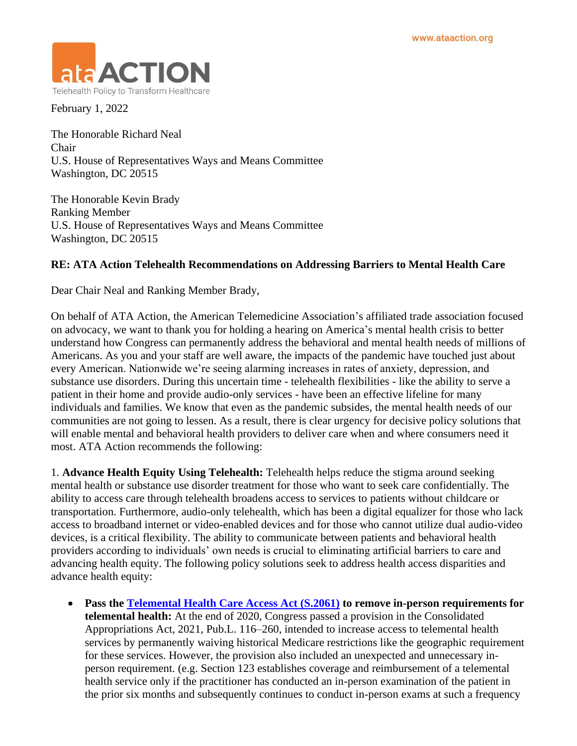www.ataaction.org

ata ACTION
Telehealth Policy to Transform Healthcare

February 1, 2022

The Honorable Richard Neal
Chair
U.S. House of Representatives Ways and Means Committee
Washington, DC 20515

The Honorable Kevin Brady
Ranking Member
U.S. House of Representatives Ways and Means Committee
Washington, DC 20515

**RE: ATA Action Telehealth Recommendations on Addressing Barriers to Mental Health Care**

Dear Chair Neal and Ranking Member Brady,

On behalf of ATA Action, the American Telemedicine Association's affiliated trade association focused on advocacy, we want to thank you for holding a hearing on America's mental health crisis to better understand how Congress can permanently address the behavioral and mental health needs of millions of Americans. As you and your staff are well aware, the impacts of the pandemic have touched just about every American. Nationwide we're seeing alarming increases in rates of anxiety, depression, and substance use disorders. During this uncertain time - telehealth flexibilities - like the ability to serve a patient in their home and provide audio-only services - have been an effective lifeline for many individuals and families. We know that even as the pandemic subsides, the mental health needs of our communities are not going to lessen. As a result, there is clear urgency for decisive policy solutions that will enable mental and behavioral health providers to deliver care when and where consumers need it most. ATA Action recommends the following:

1. **Advance Health Equity Using Telehealth:** Telehealth helps reduce the stigma around seeking mental health or substance use disorder treatment for those who want to seek care confidentially. The ability to access care through telehealth broadens access to services to patients without childcare or transportation. Furthermore, audio-only telehealth, which has been a digital equalizer for those who lack access to broadband internet or video-enabled devices and for those who cannot utilize dual audio-video devices, is a critical flexibility. The ability to communicate between patients and behavioral health providers according to individuals' own needs is crucial to eliminating artificial barriers to care and advancing health equity. The following policy solutions seek to address health access disparities and advance health equity:

- **Pass the [Telemental Health Care Access Act (S.2061)](#) to remove in-person requirements for telemental health:** At the end of 2020, Congress passed a provision in the Consolidated Appropriations Act, 2021, Pub.L. 116–260, intended to increase access to telemental health services by permanently waiving historical Medicare restrictions like the geographic requirement for these services. However, the provision also included an unexpected and unnecessary in-person requirement. (e.g. Section 123 establishes coverage and reimbursement of a telemental health service only if the practitioner has conducted an in-person examination of the patient in the prior six months and subsequently continues to conduct in-person exams at such a frequency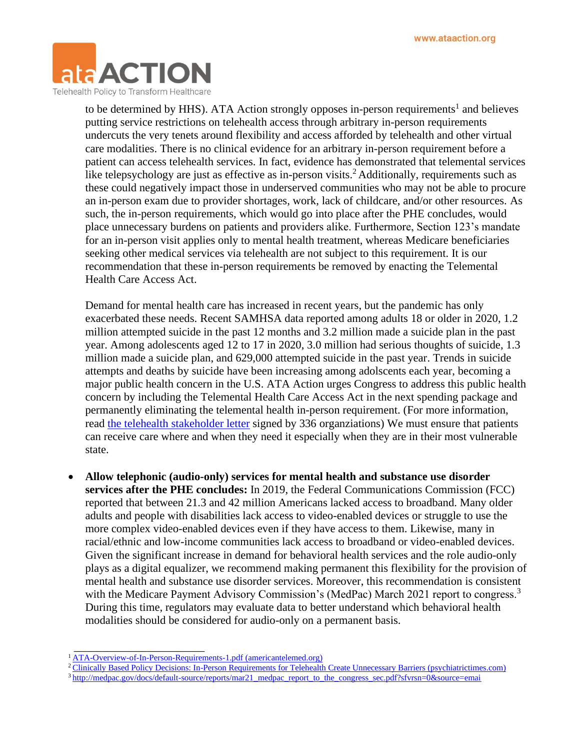to be determined by HHS). ATA Action strongly opposes in-person requirements[1] and believes putting service restrictions on telehealth access through arbitrary in-person requirements undercuts the very tenets around flexibility and access afforded by telehealth and other virtual care modalities. There is no clinical evidence for an arbitrary in-person requirement before a patient can access telehealth services. In fact, evidence has demonstrated that telemental services like telepsychology are just as effective as in-person visits.[2] Additionally, requirements such as these could negatively impact those in underserved communities who may not be able to procure an in-person exam due to provider shortages, work, lack of childcare, and/or other resources. As such, the in-person requirements, which would go into place after the PHE concludes, would place unnecessary burdens on patients and providers alike. Furthermore, Section 123's mandate for an in-person visit applies only to mental health treatment, whereas Medicare beneficiaries seeking other medical services via telehealth are not subject to this requirement. It is our recommendation that these in-person requirements be removed by enacting the Telemental Health Care Access Act.

Demand for mental health care has increased in recent years, but the pandemic has only exacerbated these needs. Recent SAMHSA data reported among adults 18 or older in 2020, 1.2 million attempted suicide in the past 12 months and 3.2 million made a suicide plan in the past year. Among adolescents aged 12 to 17 in 2020, 3.0 million had serious thoughts of suicide, 1.3 million made a suicide plan, and 629,000 attempted suicide in the past year. Trends in suicide attempts and deaths by suicide have been increasing among adolscents each year, becoming a major public health concern in the U.S. ATA Action urges Congress to address this public health concern by including the Telemental Health Care Access Act in the next spending package and permanently eliminating the telemental health in-person requirement. (For more information, read the telehealth stakeholder letter signed by 336 organziations) We must ensure that patients can receive care where and when they need it especially when they are in their most vulnerable state.

- **Allow telephonic (audio-only) services for mental health and substance use disorder services after the PHE concludes:** In 2019, the Federal Communications Commission (FCC) reported that between 21.3 and 42 million Americans lacked access to broadband. Many older adults and people with disabilities lack access to video-enabled devices or struggle to use the more complex video-enabled devices even if they have access to them. Likewise, many in racial/ethnic and low-income communities lack access to broadband or video-enabled devices. Given the significant increase in demand for behavioral health services and the role audio-only plays as a digital equalizer, we recommend making permanent this flexibility for the provision of mental health and substance use disorder services. Moreover, this recommendation is consistent with the Medicare Payment Advisory Commission's (MedPac) March 2021 report to congress.[3] During this time, regulators may evaluate data to better understand which behavioral health modalities should be considered for audio-only on a permanent basis.

---

[1] ATA-Overview-of-In-Person-Requirements-1.pdf (americantelemed.org)

[2] Clinically Based Policy Decisions: In-Person Requirements for Telehealth Create Unnecessary Barriers (psychiatrictimes.com)

[3] http://medpac.gov/docs/default-source/reports/mar21_medpac_report_to_the_congress_sec.pdf?sfvrsn=0&source=emai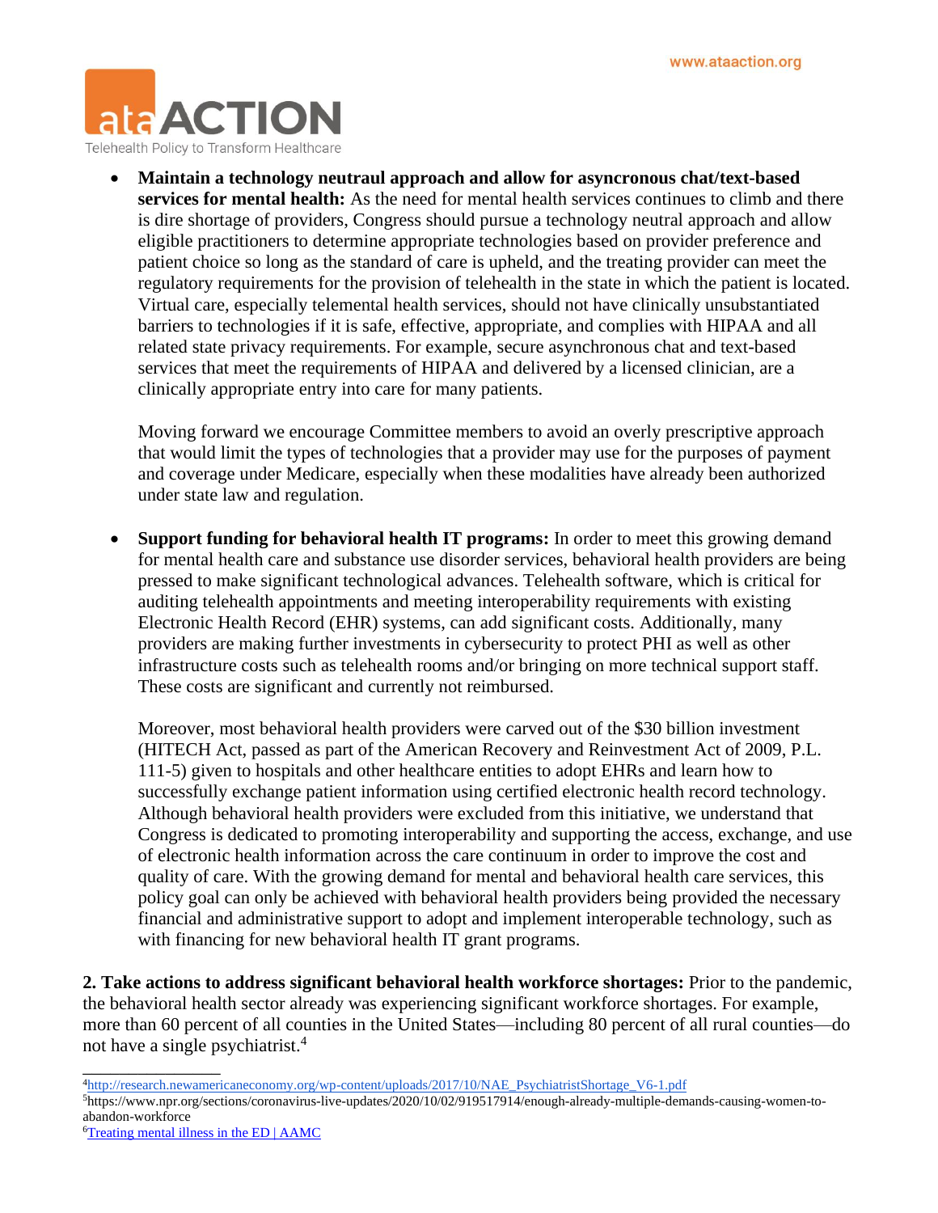- **Maintain a technology neutraul approach and allow for asyncronous chat/text-based services for mental health:** As the need for mental health services continues to climb and there is dire shortage of providers, Congress should pursue a technology neutral approach and allow eligible practitioners to determine appropriate technologies based on provider preference and patient choice so long as the standard of care is upheld, and the treating provider can meet the regulatory requirements for the provision of telehealth in the state in which the patient is located. Virtual care, especially telemental health services, should not have clinically unsubstantiated barriers to technologies if it is safe, effective, appropriate, and complies with HIPAA and all related state privacy requirements. For example, secure asynchronous chat and text-based services that meet the requirements of HIPAA and delivered by a licensed clinician, are a clinically appropriate entry into care for many patients.

  Moving forward we encourage Committee members to avoid an overly prescriptive approach that would limit the types of technologies that a provider may use for the purposes of payment and coverage under Medicare, especially when these modalities have already been authorized under state law and regulation.

- **Support funding for behavioral health IT programs:** In order to meet this growing demand for mental health care and substance use disorder services, behavioral health providers are being pressed to make significant technological advances. Telehealth software, which is critical for auditing telehealth appointments and meeting interoperability requirements with existing Electronic Health Record (EHR) systems, can add significant costs. Additionally, many providers are making further investments in cybersecurity to protect PHI as well as other infrastructure costs such as telehealth rooms and/or bringing on more technical support staff. These costs are significant and currently not reimbursed.

  Moreover, most behavioral health providers were carved out of the $30 billion investment (HITECH Act, passed as part of the American Recovery and Reinvestment Act of 2009, P.L. 111-5) given to hospitals and other healthcare entities to adopt EHRs and learn how to successfully exchange patient information using certified electronic health record technology. Although behavioral health providers were excluded from this initiative, we understand that Congress is dedicated to promoting interoperability and supporting the access, exchange, and use of electronic health information across the care continuum in order to improve the cost and quality of care. With the growing demand for mental and behavioral health care services, this policy goal can only be achieved with behavioral health providers being provided the necessary financial and administrative support to adopt and implement interoperable technology, such as with financing for new behavioral health IT grant programs.

**2. Take actions to address significant behavioral health workforce shortages:** Prior to the pandemic, the behavioral health sector already was experiencing significant workforce shortages. For example, more than 60 percent of all counties in the United States—including 80 percent of all rural counties—do not have a single psychiatrist.[4]

---

[4] http://research.newamericaneconomy.org/wp-content/uploads/2017/10/NAE_PsychiatristShortage_V6-1.pdf

[5] https://www.npr.org/sections/coronavirus-live-updates/2020/10/02/919517914/enough-already-multiple-demands-causing-women-to-abandon-workforce

[6] Treating mental illness in the ED | AAMC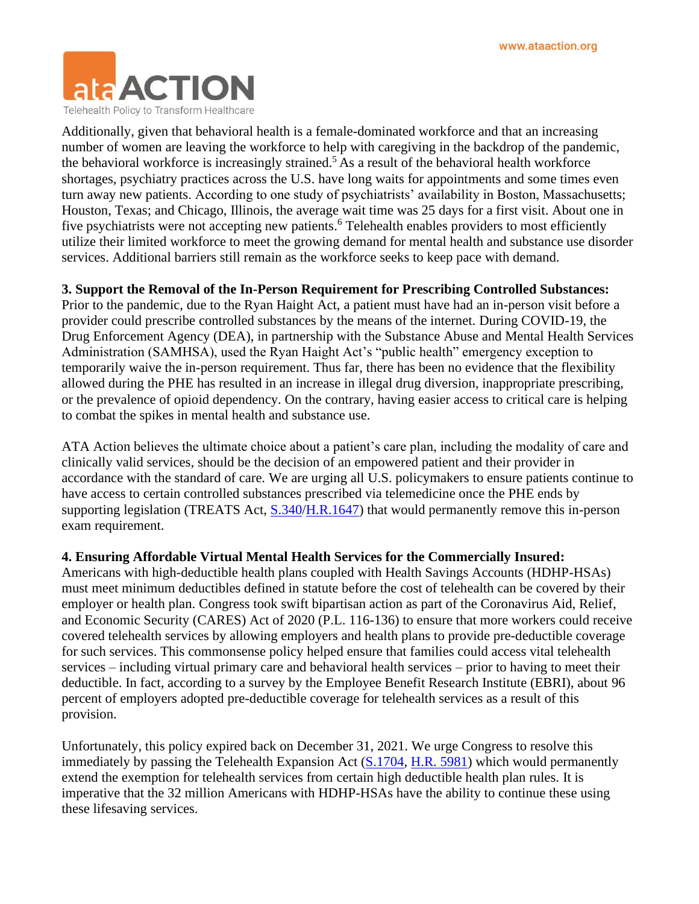Additionally, given that behavioral health is a female-dominated workforce and that an increasing number of women are leaving the workforce to help with caregiving in the backdrop of the pandemic, the behavioral workforce is increasingly strained.[5] As a result of the behavioral health workforce shortages, psychiatry practices across the U.S. have long waits for appointments and some times even turn away new patients. According to one study of psychiatrists' availability in Boston, Massachusetts; Houston, Texas; and Chicago, Illinois, the average wait time was 25 days for a first visit. About one in five psychiatrists were not accepting new patients.[6] Telehealth enables providers to most efficiently utilize their limited workforce to meet the growing demand for mental health and substance use disorder services. Additional barriers still remain as the workforce seeks to keep pace with demand.

**3. Support the Removal of the In-Person Requirement for Prescribing Controlled Substances:** Prior to the pandemic, due to the Ryan Haight Act, a patient must have had an in-person visit before a provider could prescribe controlled substances by the means of the internet. During COVID-19, the Drug Enforcement Agency (DEA), in partnership with the Substance Abuse and Mental Health Services Administration (SAMHSA), used the Ryan Haight Act's "public health" emergency exception to temporarily waive the in-person requirement. Thus far, there has been no evidence that the flexibility allowed during the PHE has resulted in an increase in illegal drug diversion, inappropriate prescribing, or the prevalence of opioid dependency. On the contrary, having easier access to critical care is helping to combat the spikes in mental health and substance use.

ATA Action believes the ultimate choice about a patient's care plan, including the modality of care and clinically valid services, should be the decision of an empowered patient and their provider in accordance with the standard of care. We are urging all U.S. policymakers to ensure patients continue to have access to certain controlled substances prescribed via telemedicine once the PHE ends by supporting legislation (TREATS Act, S.340/H.R.1647) that would permanently remove this in-person exam requirement.

**4. Ensuring Affordable Virtual Mental Health Services for the Commercially Insured:** Americans with high-deductible health plans coupled with Health Savings Accounts (HDHP-HSAs) must meet minimum deductibles defined in statute before the cost of telehealth can be covered by their employer or health plan. Congress took swift bipartisan action as part of the Coronavirus Aid, Relief, and Economic Security (CARES) Act of 2020 (P.L. 116-136) to ensure that more workers could receive covered telehealth services by allowing employers and health plans to provide pre-deductible coverage for such services. This commonsense policy helped ensure that families could access vital telehealth services – including virtual primary care and behavioral health services – prior to having to meet their deductible. In fact, according to a survey by the Employee Benefit Research Institute (EBRI), about 96 percent of employers adopted pre-deductible coverage for telehealth services as a result of this provision.

Unfortunately, this policy expired back on December 31, 2021. We urge Congress to resolve this immediately by passing the Telehealth Expansion Act (S.1704, H.R. 5981) which would permanently extend the exemption for telehealth services from certain high deductible health plan rules. It is imperative that the 32 million Americans with HDHP-HSAs have the ability to continue these using these lifesaving services.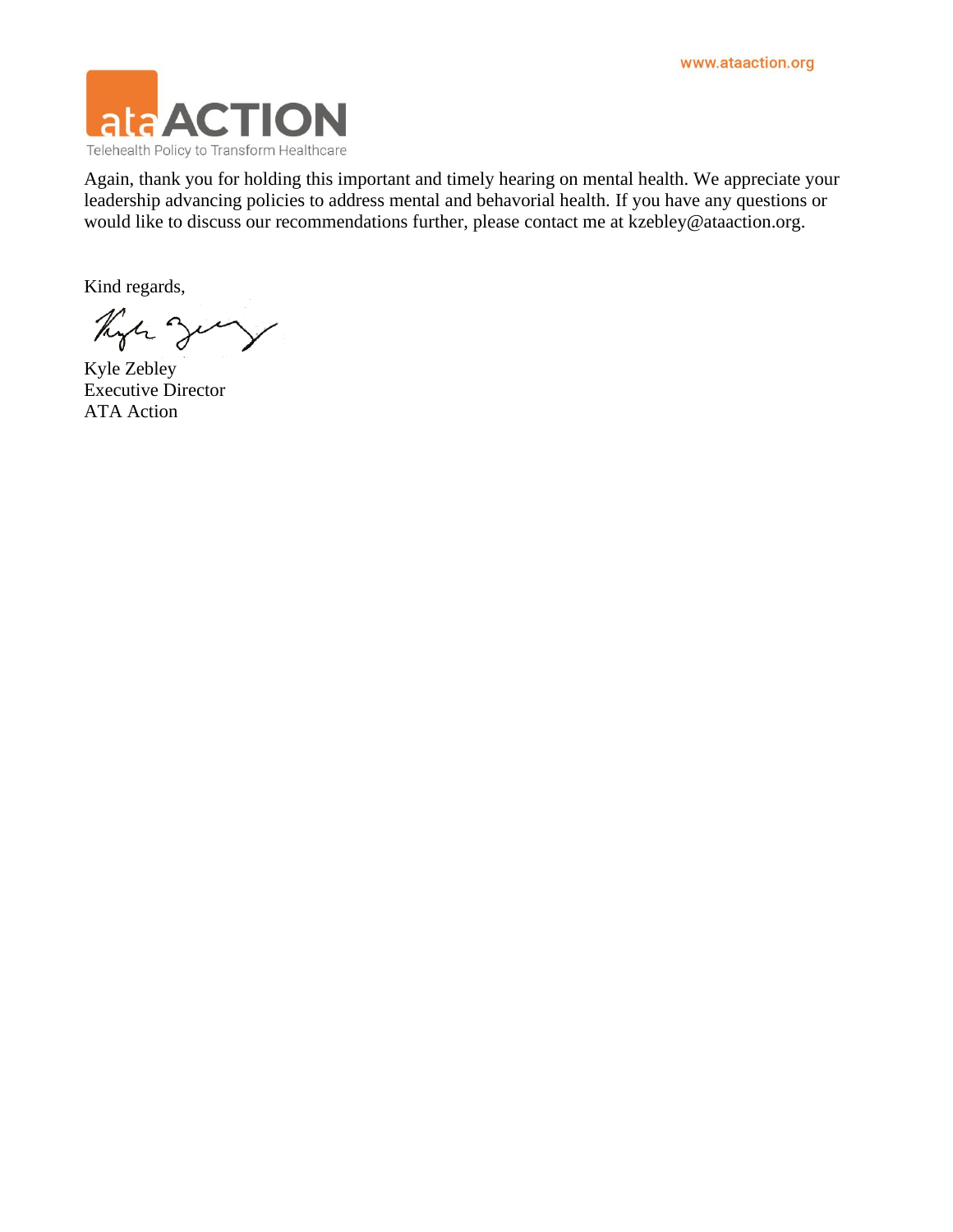Again, thank you for holding this important and timely hearing on mental health. We appreciate your leadership advancing policies to address mental and behavioral health. If you have any questions or would like to discuss our recommendations further, please contact me at kzebley@ataaction.org.

Kind regards,

Kyle Zebley
Executive Director
ATA Action